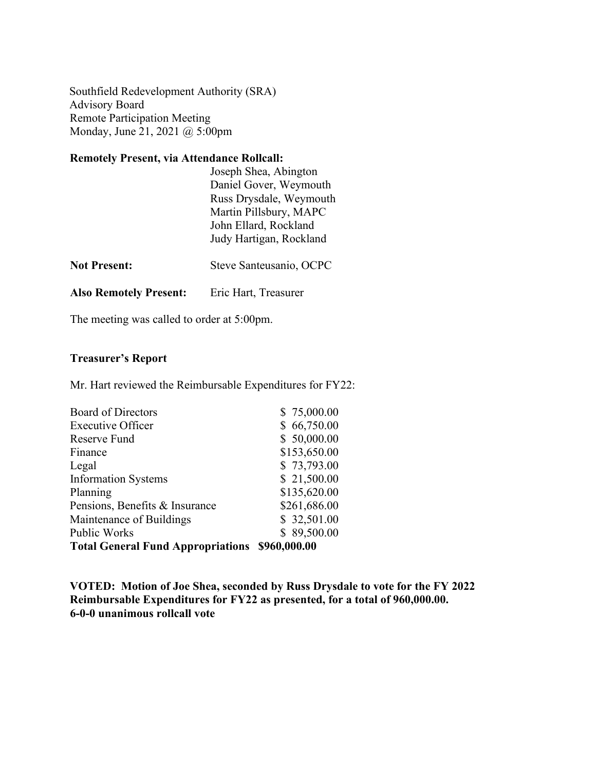Southfield Redevelopment Authority (SRA)
Advisory Board
Remote Participation Meeting
Monday, June 21, 2021 @ 5:00pm

**Remotely Present, via Attendance Rollcall:**

Joseph Shea, Abington
Daniel Gover, Weymouth
Russ Drysdale, Weymouth
Martin Pillsbury, MAPC
John Ellard, Rockland
Judy Hartigan, Rockland

**Not Present:** Steve Santeusanio, OCPC

**Also Remotely Present:** Eric Hart, Treasurer

The meeting was called to order at 5:00pm.

**Treasurer's Report**

Mr. Hart reviewed the Reimbursable Expenditures for FY22:

| | |
|---|---|
| Board of Directors | $ 75,000.00 |
| Executive Officer | $ 66,750.00 |
| Reserve Fund | $ 50,000.00 |
| Finance | $153,650.00 |
| Legal | $ 73,793.00 |
| Information Systems | $ 21,500.00 |
| Planning | $135,620.00 |
| Pensions, Benefits & Insurance | $261,686.00 |
| Maintenance of Buildings | $ 32,501.00 |
| Public Works | $ 89,500.00 |
| **Total General Fund Appropriations** | **$960,000.00** |

**VOTED: Motion of Joe Shea, seconded by Russ Drysdale to vote for the FY 2022 Reimbursable Expenditures for FY22 as presented, for a total of 960,000.00.
6-0-0 unanimous rollcall vote**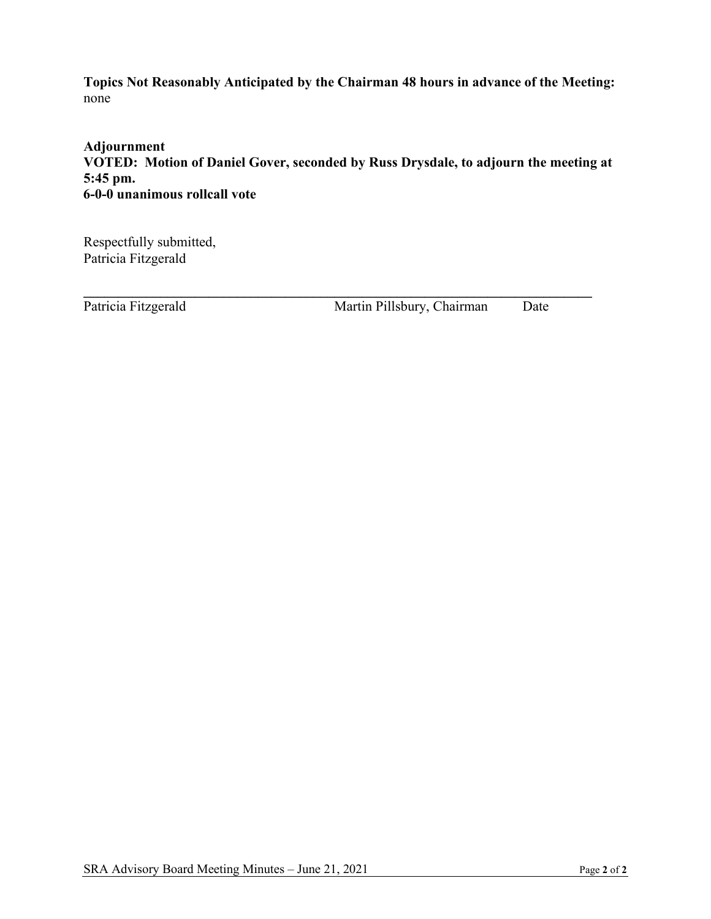**Topics Not Reasonably Anticipated by the Chairman 48 hours in advance of the Meeting:**
none

**Adjournment**
**VOTED: Motion of Daniel Gover, seconded by Russ Drysdale, to adjourn the meeting at 5:45 pm.**
**6-0-0 unanimous rollcall vote**

Respectfully submitted,
Patricia Fitzgerald

\_\_\_\_\_\_\_\_\_\_\_\_\_\_\_\_\_\_\_\_\_\_\_\_\_\_\_\_\_\_\_\_\_\_\_\_\_\_\_\_\_\_\_\_\_\_\_\_\_\_\_\_\_\_\_\_\_\_\_\_\_\_\_\_\_\_\_\_\_\_\_\_\_\_\_\_

Patricia Fitzgerald                    Martin Pillsbury, Chairman          Date